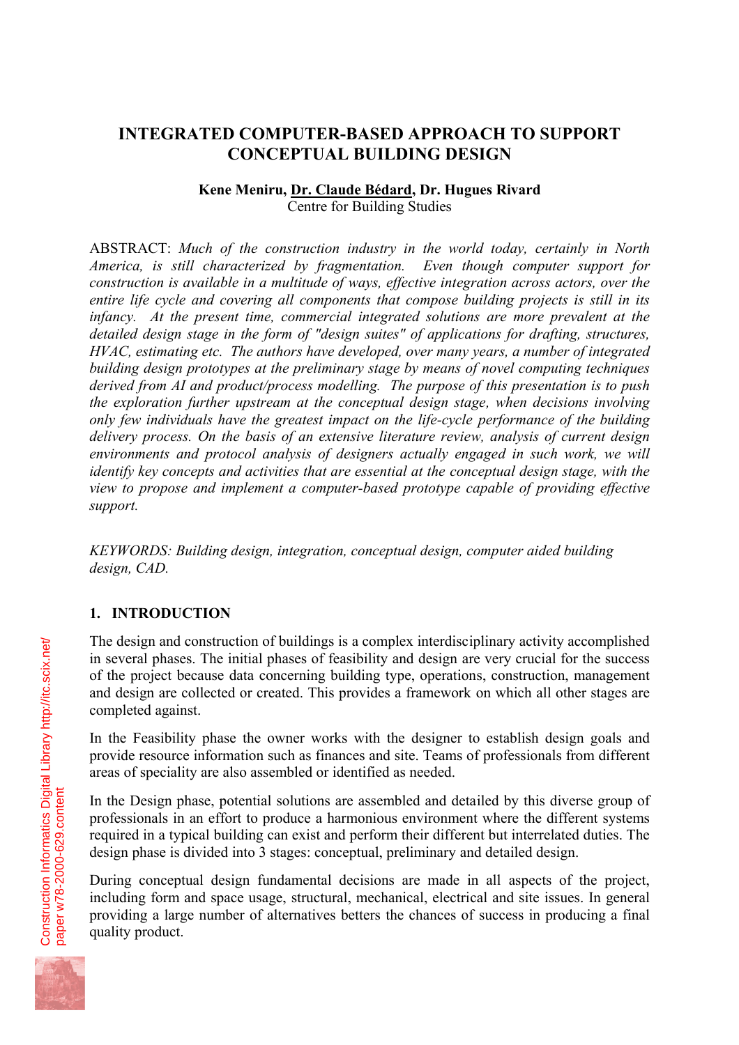# INTEGRATED COMPUTER-BASED APPROACH TO SUPPORT CONCEPTUAL BUILDING DESIGN

**Kene Meniru, Dr. Claude Bédard, Dr. Hugues Rivard**
Centre for Building Studies

ABSTRACT: *Much of the construction industry in the world today, certainly in North America, is still characterized by fragmentation. Even though computer support for construction is available in a multitude of ways, effective integration across actors, over the entire life cycle and covering all components that compose building projects is still in its infancy. At the present time, commercial integrated solutions are more prevalent at the detailed design stage in the form of "design suites" of applications for drafting, structures, HVAC, estimating etc. The authors have developed, over many years, a number of integrated building design prototypes at the preliminary stage by means of novel computing techniques derived from AI and product/process modelling. The purpose of this presentation is to push the exploration further upstream at the conceptual design stage, when decisions involving only few individuals have the greatest impact on the life-cycle performance of the building delivery process. On the basis of an extensive literature review, analysis of current design environments and protocol analysis of designers actually engaged in such work, we will identify key concepts and activities that are essential at the conceptual design stage, with the view to propose and implement a computer-based prototype capable of providing effective support.*

*KEYWORDS: Building design, integration, conceptual design, computer aided building design, CAD.*

## 1. INTRODUCTION

The design and construction of buildings is a complex interdisciplinary activity accomplished in several phases. The initial phases of feasibility and design are very crucial for the success of the project because data concerning building type, operations, construction, management and design are collected or created. This provides a framework on which all other stages are completed against.

In the Feasibility phase the owner works with the designer to establish design goals and provide resource information such as finances and site. Teams of professionals from different areas of speciality are also assembled or identified as needed.

In the Design phase, potential solutions are assembled and detailed by this diverse group of professionals in an effort to produce a harmonious environment where the different systems required in a typical building can exist and perform their different but interrelated duties. The design phase is divided into 3 stages: conceptual, preliminary and detailed design.

During conceptual design fundamental decisions are made in all aspects of the project, including form and space usage, structural, mechanical, electrical and site issues. In general providing a large number of alternatives betters the chances of success in producing a final quality product.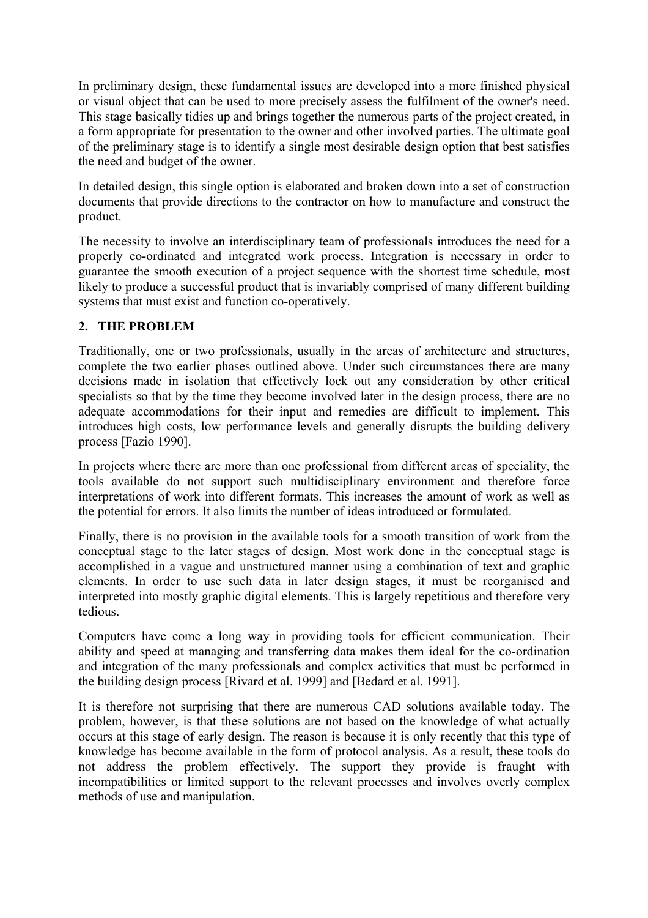In preliminary design, these fundamental issues are developed into a more finished physical or visual object that can be used to more precisely assess the fulfilment of the owner's need. This stage basically tidies up and brings together the numerous parts of the project created, in a form appropriate for presentation to the owner and other involved parties. The ultimate goal of the preliminary stage is to identify a single most desirable design option that best satisfies the need and budget of the owner.

In detailed design, this single option is elaborated and broken down into a set of construction documents that provide directions to the contractor on how to manufacture and construct the product.

The necessity to involve an interdisciplinary team of professionals introduces the need for a properly co-ordinated and integrated work process. Integration is necessary in order to guarantee the smooth execution of a project sequence with the shortest time schedule, most likely to produce a successful product that is invariably comprised of many different building systems that must exist and function co-operatively.

## 2. THE PROBLEM

Traditionally, one or two professionals, usually in the areas of architecture and structures, complete the two earlier phases outlined above. Under such circumstances there are many decisions made in isolation that effectively lock out any consideration by other critical specialists so that by the time they become involved later in the design process, there are no adequate accommodations for their input and remedies are difficult to implement. This introduces high costs, low performance levels and generally disrupts the building delivery process [Fazio 1990].

In projects where there are more than one professional from different areas of speciality, the tools available do not support such multidisciplinary environment and therefore force interpretations of work into different formats. This increases the amount of work as well as the potential for errors. It also limits the number of ideas introduced or formulated.

Finally, there is no provision in the available tools for a smooth transition of work from the conceptual stage to the later stages of design. Most work done in the conceptual stage is accomplished in a vague and unstructured manner using a combination of text and graphic elements. In order to use such data in later design stages, it must be reorganised and interpreted into mostly graphic digital elements. This is largely repetitious and therefore very tedious.

Computers have come a long way in providing tools for efficient communication. Their ability and speed at managing and transferring data makes them ideal for the co-ordination and integration of the many professionals and complex activities that must be performed in the building design process [Rivard et al. 1999] and [Bedard et al. 1991].

It is therefore not surprising that there are numerous CAD solutions available today. The problem, however, is that these solutions are not based on the knowledge of what actually occurs at this stage of early design. The reason is because it is only recently that this type of knowledge has become available in the form of protocol analysis. As a result, these tools do not address the problem effectively. The support they provide is fraught with incompatibilities or limited support to the relevant processes and involves overly complex methods of use and manipulation.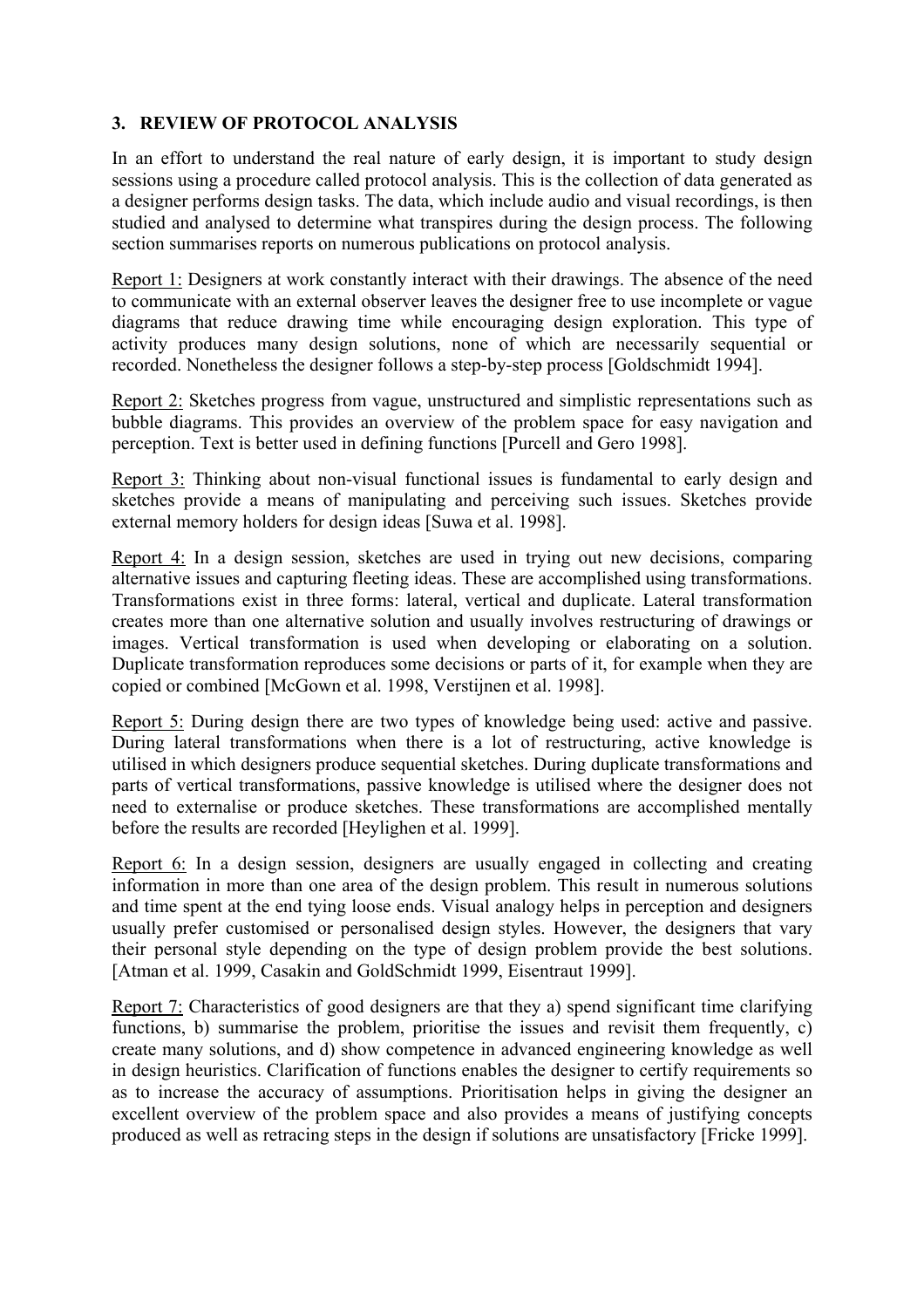## 3. REVIEW OF PROTOCOL ANALYSIS

In an effort to understand the real nature of early design, it is important to study design sessions using a procedure called protocol analysis. This is the collection of data generated as a designer performs design tasks. The data, which include audio and visual recordings, is then studied and analysed to determine what transpires during the design process. The following section summarises reports on numerous publications on protocol analysis.

Report 1: Designers at work constantly interact with their drawings. The absence of the need to communicate with an external observer leaves the designer free to use incomplete or vague diagrams that reduce drawing time while encouraging design exploration. This type of activity produces many design solutions, none of which are necessarily sequential or recorded. Nonetheless the designer follows a step-by-step process [Goldschmidt 1994].

Report 2: Sketches progress from vague, unstructured and simplistic representations such as bubble diagrams. This provides an overview of the problem space for easy navigation and perception. Text is better used in defining functions [Purcell and Gero 1998].

Report 3: Thinking about non-visual functional issues is fundamental to early design and sketches provide a means of manipulating and perceiving such issues. Sketches provide external memory holders for design ideas [Suwa et al. 1998].

Report 4: In a design session, sketches are used in trying out new decisions, comparing alternative issues and capturing fleeting ideas. These are accomplished using transformations. Transformations exist in three forms: lateral, vertical and duplicate. Lateral transformation creates more than one alternative solution and usually involves restructuring of drawings or images. Vertical transformation is used when developing or elaborating on a solution. Duplicate transformation reproduces some decisions or parts of it, for example when they are copied or combined [McGown et al. 1998, Verstijnen et al. 1998].

Report 5: During design there are two types of knowledge being used: active and passive. During lateral transformations when there is a lot of restructuring, active knowledge is utilised in which designers produce sequential sketches. During duplicate transformations and parts of vertical transformations, passive knowledge is utilised where the designer does not need to externalise or produce sketches. These transformations are accomplished mentally before the results are recorded [Heylighen et al. 1999].

Report 6: In a design session, designers are usually engaged in collecting and creating information in more than one area of the design problem. This result in numerous solutions and time spent at the end tying loose ends. Visual analogy helps in perception and designers usually prefer customised or personalised design styles. However, the designers that vary their personal style depending on the type of design problem provide the best solutions. [Atman et al. 1999, Casakin and GoldSchmidt 1999, Eisentraut 1999].

Report 7: Characteristics of good designers are that they a) spend significant time clarifying functions, b) summarise the problem, prioritise the issues and revisit them frequently, c) create many solutions, and d) show competence in advanced engineering knowledge as well in design heuristics. Clarification of functions enables the designer to certify requirements so as to increase the accuracy of assumptions. Prioritisation helps in giving the designer an excellent overview of the problem space and also provides a means of justifying concepts produced as well as retracing steps in the design if solutions are unsatisfactory [Fricke 1999].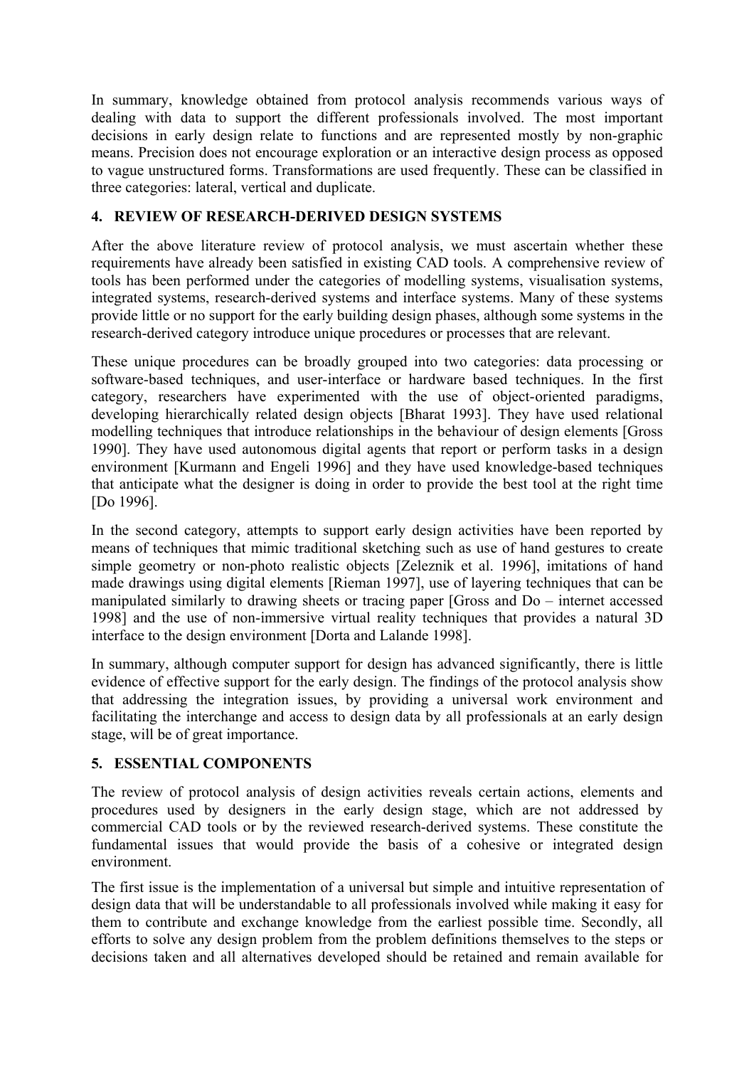In summary, knowledge obtained from protocol analysis recommends various ways of dealing with data to support the different professionals involved. The most important decisions in early design relate to functions and are represented mostly by non-graphic means. Precision does not encourage exploration or an interactive design process as opposed to vague unstructured forms. Transformations are used frequently. These can be classified in three categories: lateral, vertical and duplicate.

## 4. REVIEW OF RESEARCH-DERIVED DESIGN SYSTEMS

After the above literature review of protocol analysis, we must ascertain whether these requirements have already been satisfied in existing CAD tools. A comprehensive review of tools has been performed under the categories of modelling systems, visualisation systems, integrated systems, research-derived systems and interface systems. Many of these systems provide little or no support for the early building design phases, although some systems in the research-derived category introduce unique procedures or processes that are relevant.

These unique procedures can be broadly grouped into two categories: data processing or software-based techniques, and user-interface or hardware based techniques. In the first category, researchers have experimented with the use of object-oriented paradigms, developing hierarchically related design objects [Bharat 1993]. They have used relational modelling techniques that introduce relationships in the behaviour of design elements [Gross 1990]. They have used autonomous digital agents that report or perform tasks in a design environment [Kurmann and Engeli 1996] and they have used knowledge-based techniques that anticipate what the designer is doing in order to provide the best tool at the right time [Do 1996].

In the second category, attempts to support early design activities have been reported by means of techniques that mimic traditional sketching such as use of hand gestures to create simple geometry or non-photo realistic objects [Zeleznik et al. 1996], imitations of hand made drawings using digital elements [Rieman 1997], use of layering techniques that can be manipulated similarly to drawing sheets or tracing paper [Gross and Do – internet accessed 1998] and the use of non-immersive virtual reality techniques that provides a natural 3D interface to the design environment [Dorta and Lalande 1998].

In summary, although computer support for design has advanced significantly, there is little evidence of effective support for the early design. The findings of the protocol analysis show that addressing the integration issues, by providing a universal work environment and facilitating the interchange and access to design data by all professionals at an early design stage, will be of great importance.

## 5. ESSENTIAL COMPONENTS

The review of protocol analysis of design activities reveals certain actions, elements and procedures used by designers in the early design stage, which are not addressed by commercial CAD tools or by the reviewed research-derived systems. These constitute the fundamental issues that would provide the basis of a cohesive or integrated design environment.

The first issue is the implementation of a universal but simple and intuitive representation of design data that will be understandable to all professionals involved while making it easy for them to contribute and exchange knowledge from the earliest possible time. Secondly, all efforts to solve any design problem from the problem definitions themselves to the steps or decisions taken and all alternatives developed should be retained and remain available for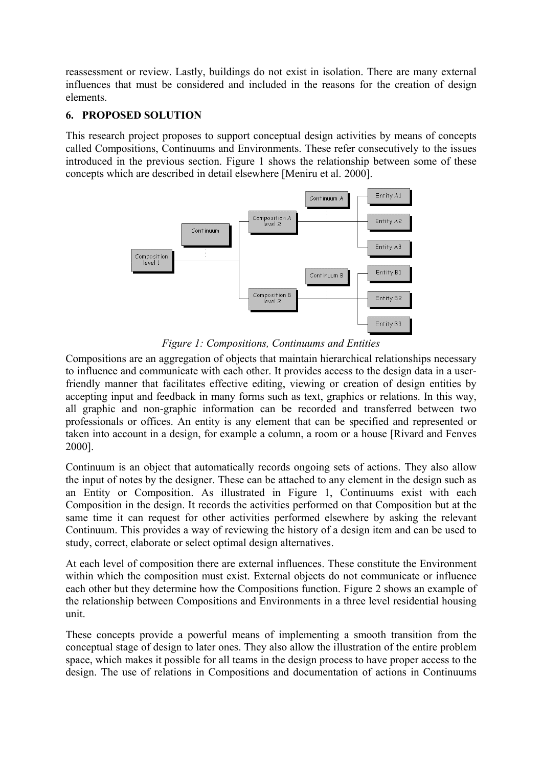reassessment or review. Lastly, buildings do not exist in isolation. There are many external influences that must be considered and included in the reasons for the creation of design elements.

## 6. PROPOSED SOLUTION

This research project proposes to support conceptual design activities by means of concepts called Compositions, Continuums and Environments. These refer consecutively to the issues introduced in the previous section. Figure 1 shows the relationship between some of these concepts which are described in detail elsewhere [Meniru et al. 2000].

*Figure 1: Compositions, Continuums and Entities*

Compositions are an aggregation of objects that maintain hierarchical relationships necessary to influence and communicate with each other. It provides access to the design data in a user-friendly manner that facilitates effective editing, viewing or creation of design entities by accepting input and feedback in many forms such as text, graphics or relations. In this way, all graphic and non-graphic information can be recorded and transferred between two professionals or offices. An entity is any element that can be specified and represented or taken into account in a design, for example a column, a room or a house [Rivard and Fenves 2000].

Continuum is an object that automatically records ongoing sets of actions. They also allow the input of notes by the designer. These can be attached to any element in the design such as an Entity or Composition. As illustrated in Figure 1, Continuums exist with each Composition in the design. It records the activities performed on that Composition but at the same time it can request for other activities performed elsewhere by asking the relevant Continuum. This provides a way of reviewing the history of a design item and can be used to study, correct, elaborate or select optimal design alternatives.

At each level of composition there are external influences. These constitute the Environment within which the composition must exist. External objects do not communicate or influence each other but they determine how the Compositions function. Figure 2 shows an example of the relationship between Compositions and Environments in a three level residential housing unit.

These concepts provide a powerful means of implementing a smooth transition from the conceptual stage of design to later ones. They also allow the illustration of the entire problem space, which makes it possible for all teams in the design process to have proper access to the design. The use of relations in Compositions and documentation of actions in Continuums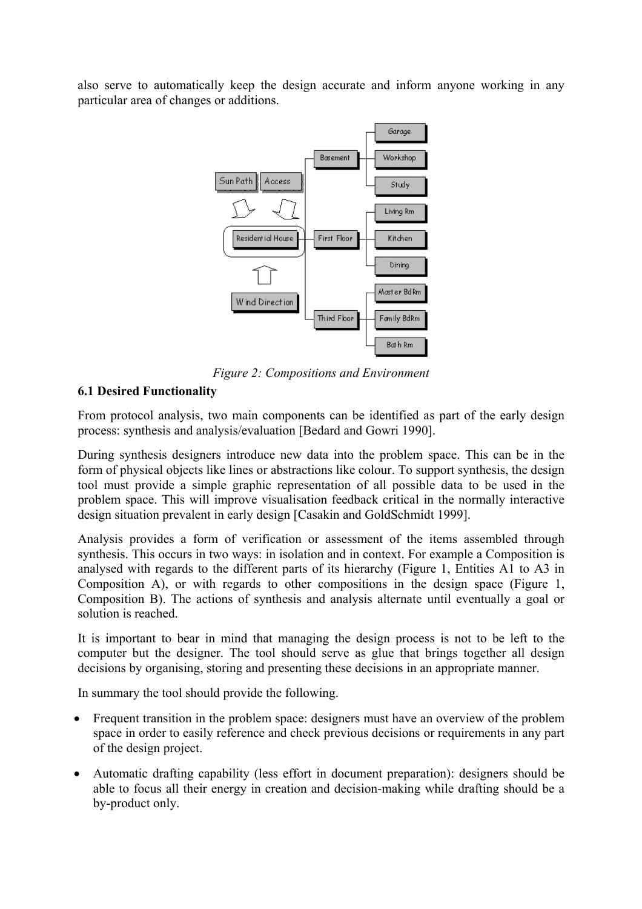also serve to automatically keep the design accurate and inform anyone working in any particular area of changes or additions.

*Figure 2: Compositions and Environment*

**6.1 Desired Functionality**

From protocol analysis, two main components can be identified as part of the early design process: synthesis and analysis/evaluation [Bedard and Gowri 1990].

During synthesis designers introduce new data into the problem space. This can be in the form of physical objects like lines or abstractions like colour. To support synthesis, the design tool must provide a simple graphic representation of all possible data to be used in the problem space. This will improve visualisation feedback critical in the normally interactive design situation prevalent in early design [Casakin and GoldSchmidt 1999].

Analysis provides a form of verification or assessment of the items assembled through synthesis. This occurs in two ways: in isolation and in context. For example a Composition is analysed with regards to the different parts of its hierarchy (Figure 1, Entities A1 to A3 in Composition A), or with regards to other compositions in the design space (Figure 1, Composition B). The actions of synthesis and analysis alternate until eventually a goal or solution is reached.

It is important to bear in mind that managing the design process is not to be left to the computer but the designer. The tool should serve as glue that brings together all design decisions by organising, storing and presenting these decisions in an appropriate manner.

In summary the tool should provide the following.

- Frequent transition in the problem space: designers must have an overview of the problem space in order to easily reference and check previous decisions or requirements in any part of the design project.
- Automatic drafting capability (less effort in document preparation): designers should be able to focus all their energy in creation and decision-making while drafting should be a by-product only.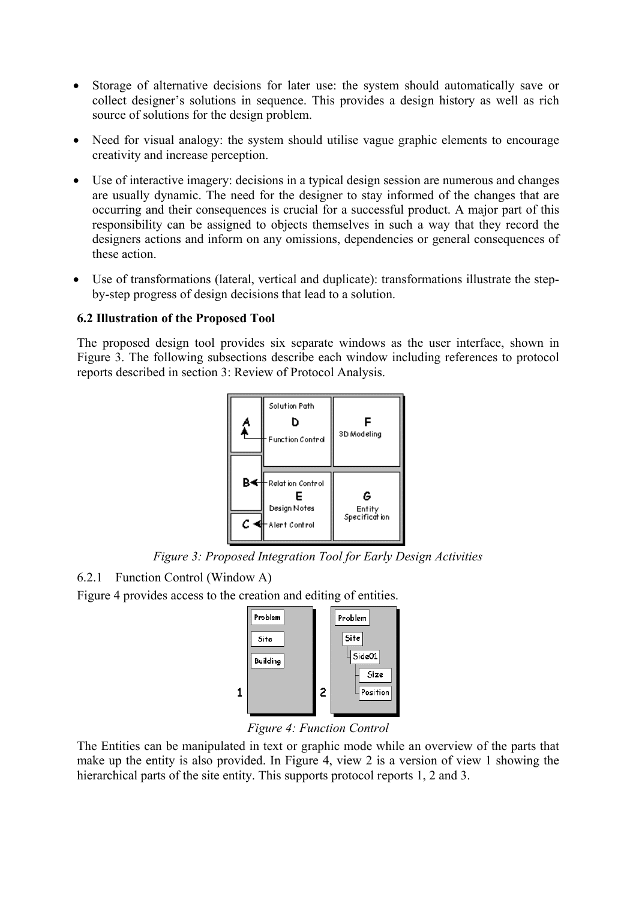- Storage of alternative decisions for later use: the system should automatically save or collect designer's solutions in sequence. This provides a design history as well as rich source of solutions for the design problem.

- Need for visual analogy: the system should utilise vague graphic elements to encourage creativity and increase perception.

- Use of interactive imagery: decisions in a typical design session are numerous and changes are usually dynamic. The need for the designer to stay informed of the changes that are occurring and their consequences is crucial for a successful product. A major part of this responsibility can be assigned to objects themselves in such a way that they record the designers actions and inform on any omissions, dependencies or general consequences of these action.

- Use of transformations (lateral, vertical and duplicate): transformations illustrate the step-by-step progress of design decisions that lead to a solution.

### 6.2 Illustration of the Proposed Tool

The proposed design tool provides six separate windows as the user interface, shown in Figure 3. The following subsections describe each window including references to protocol reports described in section 3: Review of Protocol Analysis.

*Figure 3: Proposed Integration Tool for Early Design Activities*

#### 6.2.1 Function Control (Window A)

Figure 4 provides access to the creation and editing of entities.

*Figure 4: Function Control*

The Entities can be manipulated in text or graphic mode while an overview of the parts that make up the entity is also provided. In Figure 4, view 2 is a version of view 1 showing the hierarchical parts of the site entity. This supports protocol reports 1, 2 and 3.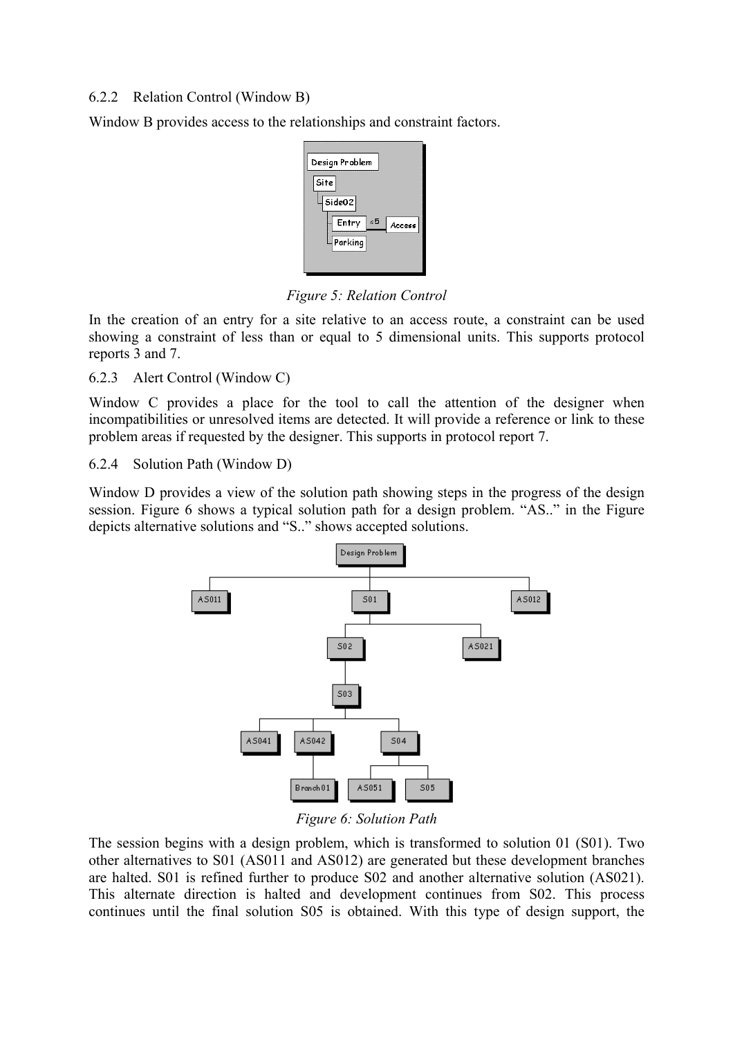### 6.2.2 Relation Control (Window B)

Window B provides access to the relationships and constraint factors.

*Figure 5: Relation Control*

In the creation of an entry for a site relative to an access route, a constraint can be used showing a constraint of less than or equal to 5 dimensional units. This supports protocol reports 3 and 7.

### 6.2.3 Alert Control (Window C)

Window C provides a place for the tool to call the attention of the designer when incompatibilities or unresolved items are detected. It will provide a reference or link to these problem areas if requested by the designer. This supports in protocol report 7.

### 6.2.4 Solution Path (Window D)

Window D provides a view of the solution path showing steps in the progress of the design session. Figure 6 shows a typical solution path for a design problem. "AS.." in the Figure depicts alternative solutions and "S.." shows accepted solutions.

*Figure 6: Solution Path*

The session begins with a design problem, which is transformed to solution 01 (S01). Two other alternatives to S01 (AS011 and AS012) are generated but these development branches are halted. S01 is refined further to produce S02 and another alternative solution (AS021). This alternate direction is halted and development continues from S02. This process continues until the final solution S05 is obtained. With this type of design support, the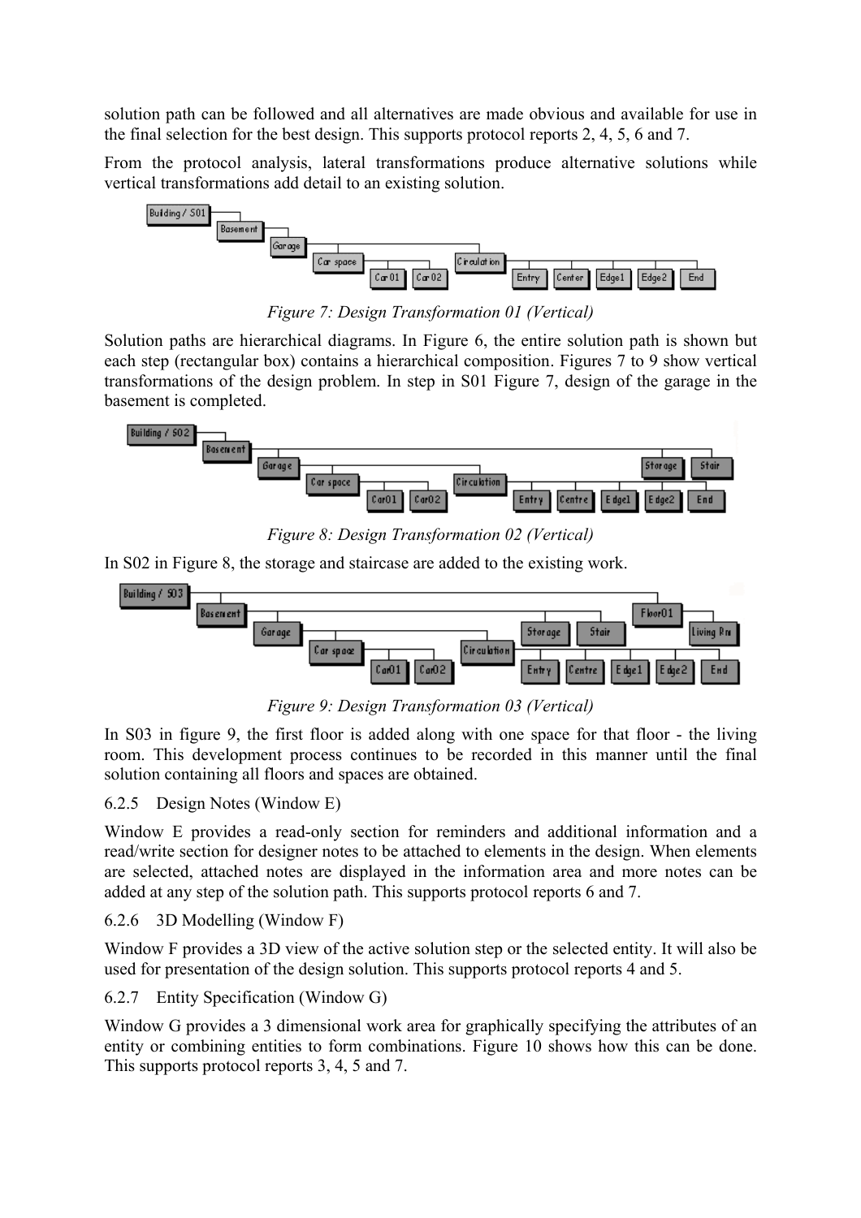solution path can be followed and all alternatives are made obvious and available for use in the final selection for the best design. This supports protocol reports 2, 4, 5, 6 and 7.

From the protocol analysis, lateral transformations produce alternative solutions while vertical transformations add detail to an existing solution.

*Figure 7: Design Transformation 01 (Vertical)*

Solution paths are hierarchical diagrams. In Figure 6, the entire solution path is shown but each step (rectangular box) contains a hierarchical composition. Figures 7 to 9 show vertical transformations of the design problem. In step in S01 Figure 7, design of the garage in the basement is completed.

*Figure 8: Design Transformation 02 (Vertical)*

In S02 in Figure 8, the storage and staircase are added to the existing work.

*Figure 9: Design Transformation 03 (Vertical)*

In S03 in figure 9, the first floor is added along with one space for that floor - the living room. This development process continues to be recorded in this manner until the final solution containing all floors and spaces are obtained.

### 6.2.5 Design Notes (Window E)

Window E provides a read-only section for reminders and additional information and a read/write section for designer notes to be attached to elements in the design. When elements are selected, attached notes are displayed in the information area and more notes can be added at any step of the solution path. This supports protocol reports 6 and 7.

### 6.2.6 3D Modelling (Window F)

Window F provides a 3D view of the active solution step or the selected entity. It will also be used for presentation of the design solution. This supports protocol reports 4 and 5.

### 6.2.7 Entity Specification (Window G)

Window G provides a 3 dimensional work area for graphically specifying the attributes of an entity or combining entities to form combinations. Figure 10 shows how this can be done. This supports protocol reports 3, 4, 5 and 7.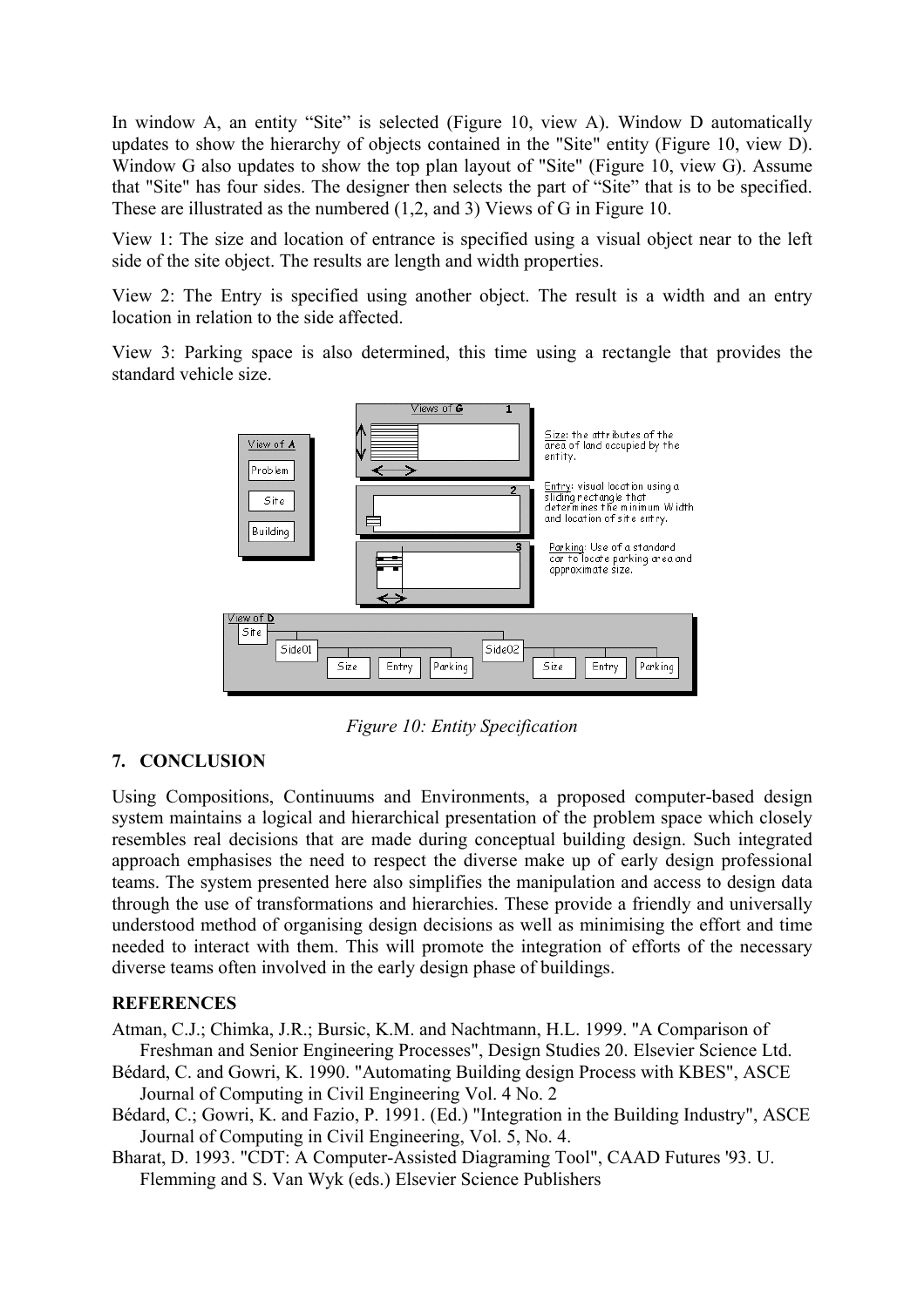In window A, an entity "Site" is selected (Figure 10, view A). Window D automatically updates to show the hierarchy of objects contained in the "Site" entity (Figure 10, view D). Window G also updates to show the top plan layout of "Site" (Figure 10, view G). Assume that "Site" has four sides. The designer then selects the part of "Site" that is to be specified. These are illustrated as the numbered (1,2, and 3) Views of G in Figure 10.

View 1: The size and location of entrance is specified using a visual object near to the left side of the site object. The results are length and width properties.

View 2: The Entry is specified using another object. The result is a width and an entry location in relation to the side affected.

View 3: Parking space is also determined, this time using a rectangle that provides the standard vehicle size.

*Figure 10: Entity Specification*

## 7. CONCLUSION

Using Compositions, Continuums and Environments, a proposed computer-based design system maintains a logical and hierarchical presentation of the problem space which closely resembles real decisions that are made during conceptual building design. Such integrated approach emphasises the need to respect the diverse make up of early design professional teams. The system presented here also simplifies the manipulation and access to design data through the use of transformations and hierarchies. These provide a friendly and universally understood method of organising design decisions as well as minimising the effort and time needed to interact with them. This will promote the integration of efforts of the necessary diverse teams often involved in the early design phase of buildings.

## REFERENCES

Atman, C.J.; Chimka, J.R.; Bursic, K.M. and Nachtmann, H.L. 1999. "A Comparison of Freshman and Senior Engineering Processes", Design Studies 20. Elsevier Science Ltd.

Bédard, C. and Gowri, K. 1990. "Automating Building design Process with KBES", ASCE Journal of Computing in Civil Engineering Vol. 4 No. 2

Bédard, C.; Gowri, K. and Fazio, P. 1991. (Ed.) "Integration in the Building Industry", ASCE Journal of Computing in Civil Engineering, Vol. 5, No. 4.

Bharat, D. 1993. "CDT: A Computer-Assisted Diagraming Tool", CAAD Futures '93. U. Flemming and S. Van Wyk (eds.) Elsevier Science Publishers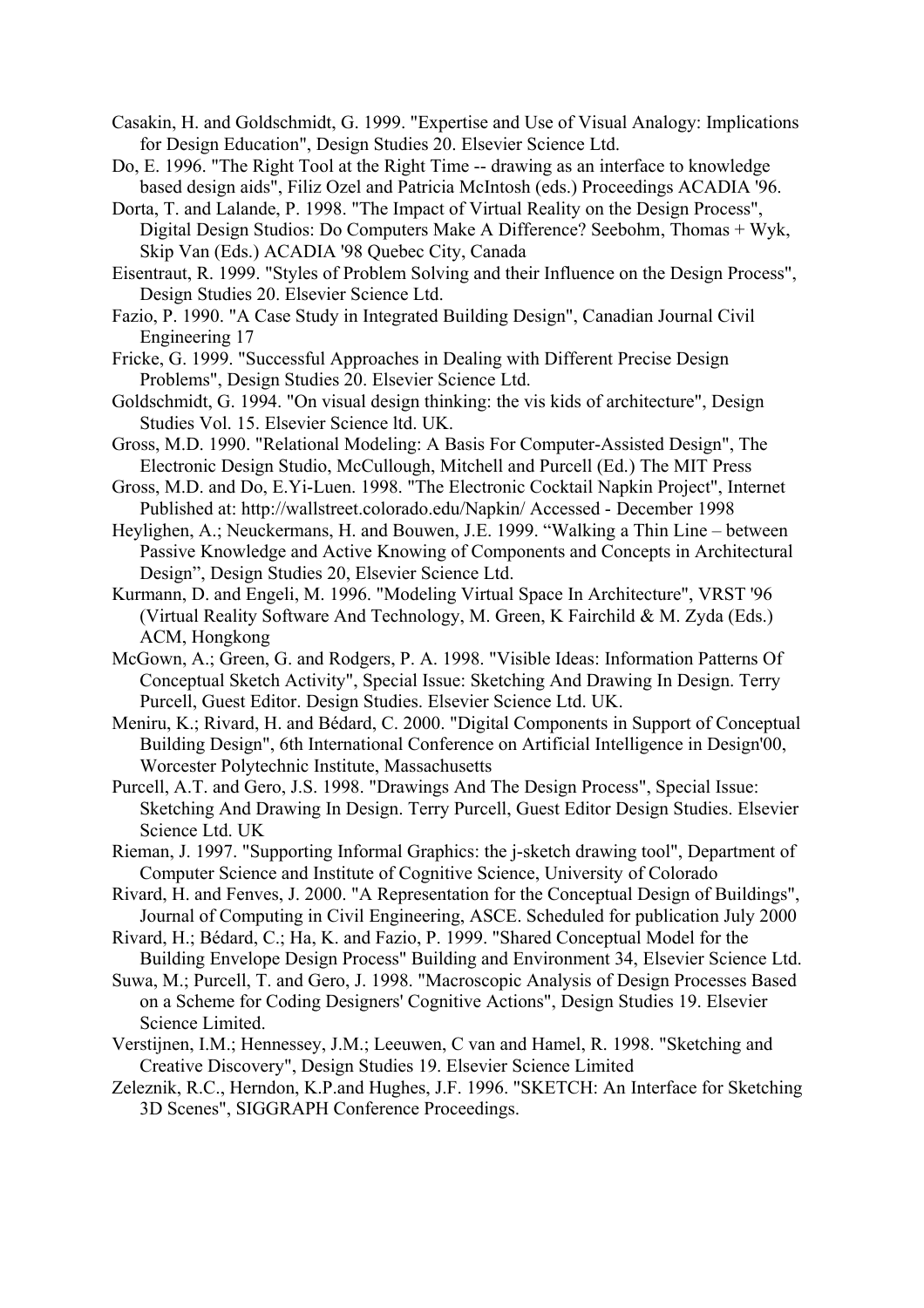Casakin, H. and Goldschmidt, G. 1999. "Expertise and Use of Visual Analogy: Implications for Design Education", Design Studies 20. Elsevier Science Ltd.

Do, E. 1996. "The Right Tool at the Right Time -- drawing as an interface to knowledge based design aids", Filiz Ozel and Patricia McIntosh (eds.) Proceedings ACADIA '96.

Dorta, T. and Lalande, P. 1998. "The Impact of Virtual Reality on the Design Process", Digital Design Studios: Do Computers Make A Difference? Seebohm, Thomas + Wyk, Skip Van (Eds.) ACADIA '98 Quebec City, Canada

Eisentraut, R. 1999. "Styles of Problem Solving and their Influence on the Design Process", Design Studies 20. Elsevier Science Ltd.

Fazio, P. 1990. "A Case Study in Integrated Building Design", Canadian Journal Civil Engineering 17

Fricke, G. 1999. "Successful Approaches in Dealing with Different Precise Design Problems", Design Studies 20. Elsevier Science Ltd.

Goldschmidt, G. 1994. "On visual design thinking: the vis kids of architecture", Design Studies Vol. 15. Elsevier Science ltd. UK.

Gross, M.D. 1990. "Relational Modeling: A Basis For Computer-Assisted Design", The Electronic Design Studio, McCullough, Mitchell and Purcell (Ed.) The MIT Press

Gross, M.D. and Do, E.Yi-Luen. 1998. "The Electronic Cocktail Napkin Project", Internet Published at: http://wallstreet.colorado.edu/Napkin/ Accessed - December 1998

Heylighen, A.; Neuckermans, H. and Bouwen, J.E. 1999. "Walking a Thin Line – between Passive Knowledge and Active Knowing of Components and Concepts in Architectural Design", Design Studies 20, Elsevier Science Ltd.

Kurmann, D. and Engeli, M. 1996. "Modeling Virtual Space In Architecture", VRST '96 (Virtual Reality Software And Technology, M. Green, K Fairchild & M. Zyda (Eds.) ACM, Hongkong

McGown, A.; Green, G. and Rodgers, P. A. 1998. "Visible Ideas: Information Patterns Of Conceptual Sketch Activity", Special Issue: Sketching And Drawing In Design. Terry Purcell, Guest Editor. Design Studies. Elsevier Science Ltd. UK.

Meniru, K.; Rivard, H. and Bédard, C. 2000. "Digital Components in Support of Conceptual Building Design", 6th International Conference on Artificial Intelligence in Design'00, Worcester Polytechnic Institute, Massachusetts

Purcell, A.T. and Gero, J.S. 1998. "Drawings And The Design Process", Special Issue: Sketching And Drawing In Design. Terry Purcell, Guest Editor Design Studies. Elsevier Science Ltd. UK

Rieman, J. 1997. "Supporting Informal Graphics: the j-sketch drawing tool", Department of Computer Science and Institute of Cognitive Science, University of Colorado

Rivard, H. and Fenves, J. 2000. "A Representation for the Conceptual Design of Buildings", Journal of Computing in Civil Engineering, ASCE. Scheduled for publication July 2000

Rivard, H.; Bédard, C.; Ha, K. and Fazio, P. 1999. "Shared Conceptual Model for the Building Envelope Design Process" Building and Environment 34, Elsevier Science Ltd.

Suwa, M.; Purcell, T. and Gero, J. 1998. "Macroscopic Analysis of Design Processes Based on a Scheme for Coding Designers' Cognitive Actions", Design Studies 19. Elsevier Science Limited.

Verstijnen, I.M.; Hennessey, J.M.; Leeuwen, C van and Hamel, R. 1998. "Sketching and Creative Discovery", Design Studies 19. Elsevier Science Limited

Zeleznik, R.C., Herndon, K.P.and Hughes, J.F. 1996. "SKETCH: An Interface for Sketching 3D Scenes", SIGGRAPH Conference Proceedings.